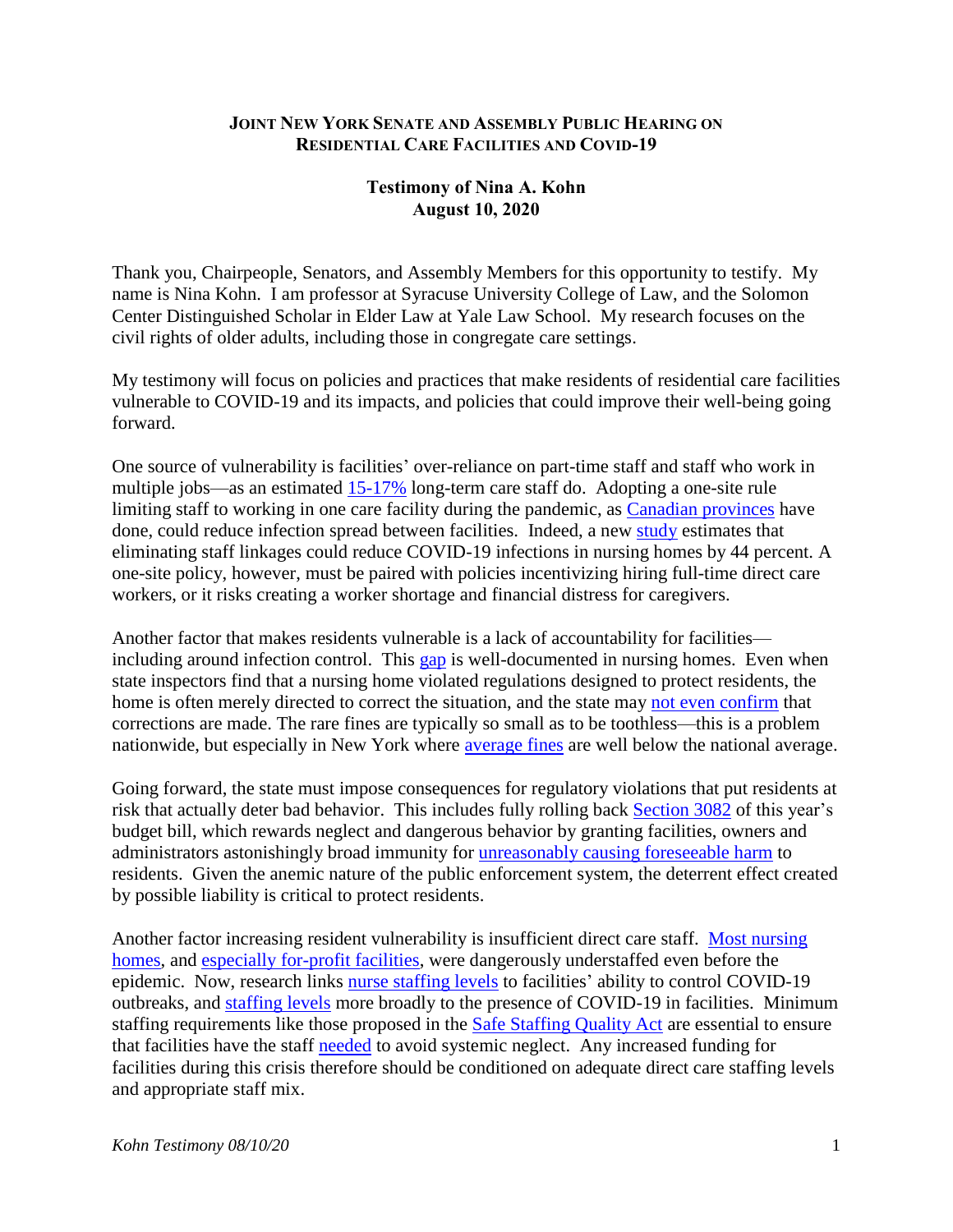**JOINT NEW YORK SENATE AND ASSEMBLY PUBLIC HEARING ON RESIDENTIAL CARE FACILITIES AND COVID-19**

**Testimony of Nina A. Kohn**
**August 10, 2020**

Thank you, Chairpeople, Senators, and Assembly Members for this opportunity to testify. My name is Nina Kohn. I am professor at Syracuse University College of Law, and the Solomon Center Distinguished Scholar in Elder Law at Yale Law School. My research focuses on the civil rights of older adults, including those in congregate care settings.

My testimony will focus on policies and practices that make residents of residential care facilities vulnerable to COVID-19 and its impacts, and policies that could improve their well-being going forward.

One source of vulnerability is facilities' over-reliance on part-time staff and staff who work in multiple jobs—as an estimated 15-17% long-term care staff do. Adopting a one-site rule limiting staff to working in one care facility during the pandemic, as Canadian provinces have done, could reduce infection spread between facilities. Indeed, a new study estimates that eliminating staff linkages could reduce COVID-19 infections in nursing homes by 44 percent. A one-site policy, however, must be paired with policies incentivizing hiring full-time direct care workers, or it risks creating a worker shortage and financial distress for caregivers.

Another factor that makes residents vulnerable is a lack of accountability for facilities—including around infection control. This gap is well-documented in nursing homes. Even when state inspectors find that a nursing home violated regulations designed to protect residents, the home is often merely directed to correct the situation, and the state may not even confirm that corrections are made. The rare fines are typically so small as to be toothless—this is a problem nationwide, but especially in New York where average fines are well below the national average.

Going forward, the state must impose consequences for regulatory violations that put residents at risk that actually deter bad behavior. This includes fully rolling back Section 3082 of this year's budget bill, which rewards neglect and dangerous behavior by granting facilities, owners and administrators astonishingly broad immunity for unreasonably causing foreseeable harm to residents. Given the anemic nature of the public enforcement system, the deterrent effect created by possible liability is critical to protect residents.

Another factor increasing resident vulnerability is insufficient direct care staff. Most nursing homes, and especially for-profit facilities, were dangerously understaffed even before the epidemic. Now, research links nurse staffing levels to facilities' ability to control COVID-19 outbreaks, and staffing levels more broadly to the presence of COVID-19 in facilities. Minimum staffing requirements like those proposed in the Safe Staffing Quality Act are essential to ensure that facilities have the staff needed to avoid systemic neglect. Any increased funding for facilities during this crisis therefore should be conditioned on adequate direct care staffing levels and appropriate staff mix.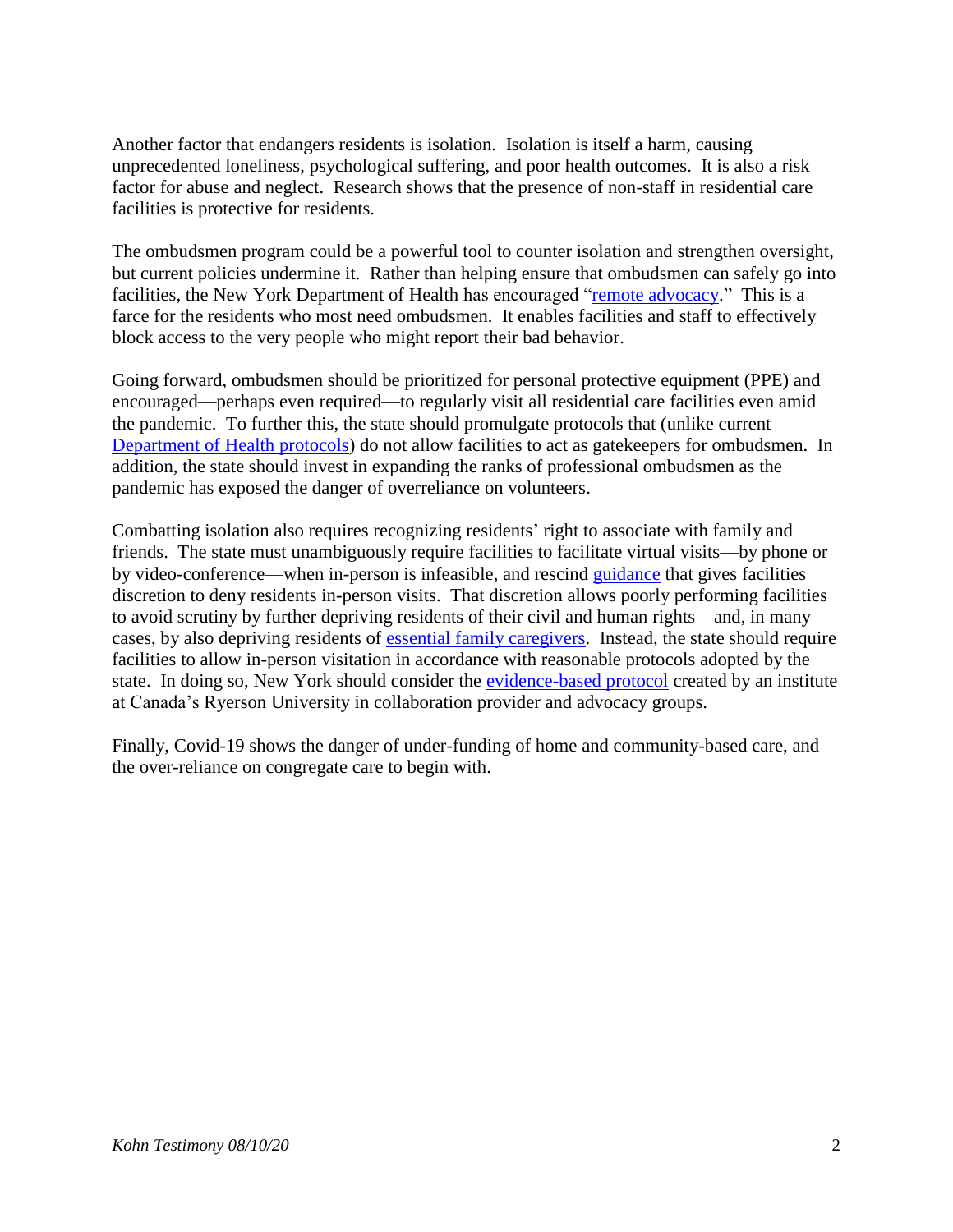Another factor that endangers residents is isolation. Isolation is itself a harm, causing unprecedented loneliness, psychological suffering, and poor health outcomes. It is also a risk factor for abuse and neglect. Research shows that the presence of non-staff in residential care facilities is protective for residents.

The ombudsmen program could be a powerful tool to counter isolation and strengthen oversight, but current policies undermine it. Rather than helping ensure that ombudsmen can safely go into facilities, the New York Department of Health has encouraged "remote advocacy." This is a farce for the residents who most need ombudsmen. It enables facilities and staff to effectively block access to the very people who might report their bad behavior.

Going forward, ombudsmen should be prioritized for personal protective equipment (PPE) and encouraged—perhaps even required—to regularly visit all residential care facilities even amid the pandemic. To further this, the state should promulgate protocols that (unlike current Department of Health protocols) do not allow facilities to act as gatekeepers for ombudsmen. In addition, the state should invest in expanding the ranks of professional ombudsmen as the pandemic has exposed the danger of overreliance on volunteers.

Combatting isolation also requires recognizing residents' right to associate with family and friends. The state must unambiguously require facilities to facilitate virtual visits—by phone or by video-conference—when in-person is infeasible, and rescind guidance that gives facilities discretion to deny residents in-person visits. That discretion allows poorly performing facilities to avoid scrutiny by further depriving residents of their civil and human rights—and, in many cases, by also depriving residents of essential family caregivers. Instead, the state should require facilities to allow in-person visitation in accordance with reasonable protocols adopted by the state. In doing so, New York should consider the evidence-based protocol created by an institute at Canada's Ryerson University in collaboration provider and advocacy groups.

Finally, Covid-19 shows the danger of under-funding of home and community-based care, and the over-reliance on congregate care to begin with.